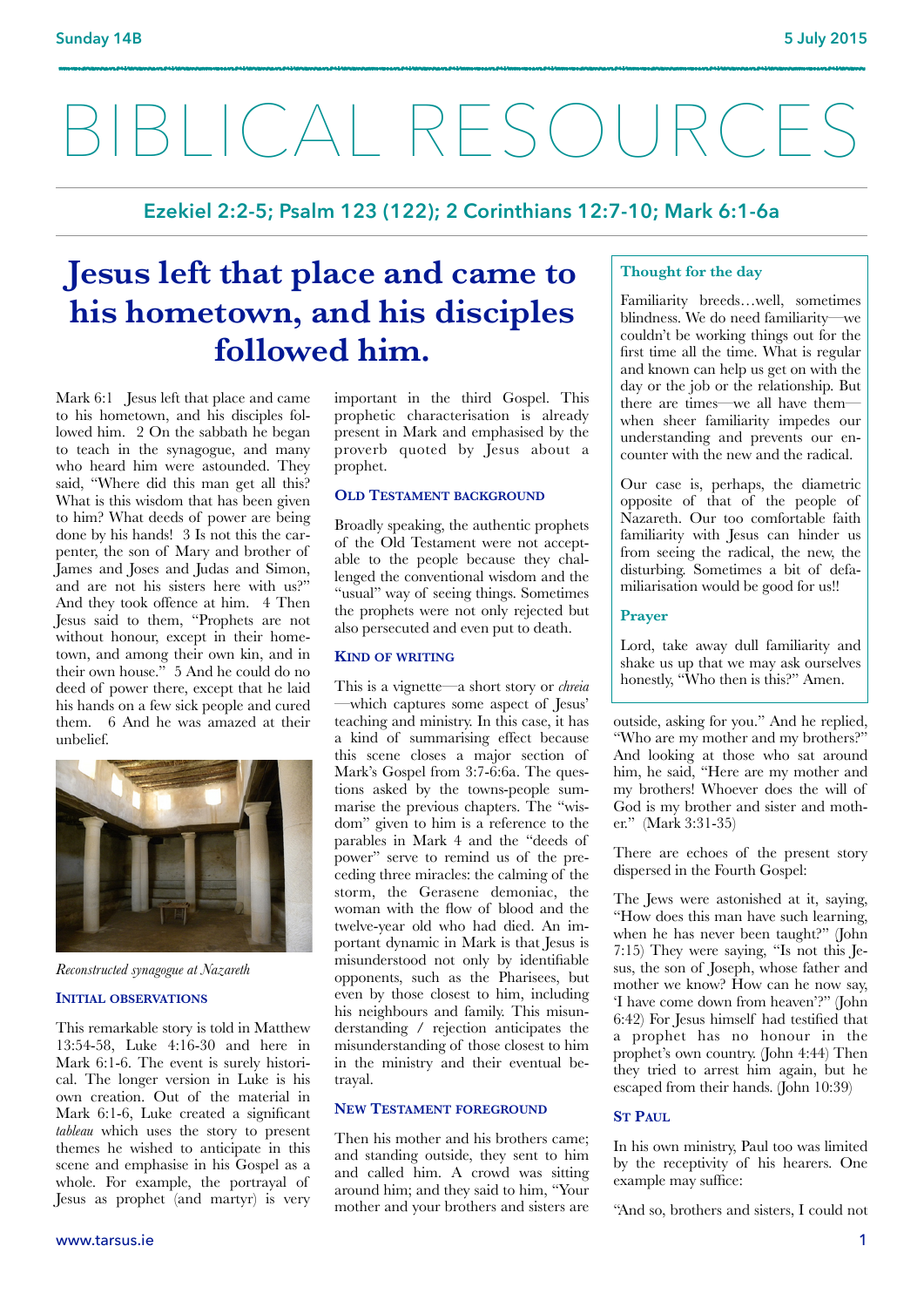# BIBLICAL RESOURCES

## Ezekiel 2:2-5; Psalm 123 (122); 2 Corinthians 12:7-10; Mark 6:1-6a

# Jesus left that place and came to his hometown, and his disciples followed him.

Mark 6:1 Jesus left that place and came to his hometown, and his disciples followed him. 2 On the sabbath he began to teach in the synagogue, and many who heard him were astounded. They said, "Where did this man get all this? What is this wisdom that has been given to him? What deeds of power are being done by his hands! 3 Is not this the carpenter, the son of Mary and brother of James and Joses and Judas and Simon, and are not his sisters here with us?" And they took offence at him. 4 Then Jesus said to them, "Prophets are not without honour, except in their hometown, and among their own kin, and in their own house." 5 And he could do no deed of power there, except that he laid his hands on a few sick people and cured them. 6 And he was amazed at their unbelief.

*Reconstructed synagogue at Nazareth*

### Initial observations

This remarkable story is told in Matthew 13:54-58, Luke 4:16-30 and here in Mark 6:1-6. The event is surely historical. The longer version in Luke is his own creation. Out of the material in Mark 6:1-6, Luke created a significant *tableau* which uses the story to present themes he wished to anticipate in this scene and emphasise in his Gospel as a whole. For example, the portrayal of Jesus as prophet (and martyr) is very important in the third Gospel. This prophetic characterisation is already present in Mark and emphasised by the proverb quoted by Jesus about a prophet.

### Old Testament background

Broadly speaking, the authentic prophets of the Old Testament were not acceptable to the people because they challenged the conventional wisdom and the "usual" way of seeing things. Sometimes the prophets were not only rejected but also persecuted and even put to death.

### Kind of writing

This is a vignette—a short story or *chreia*—which captures some aspect of Jesus' teaching and ministry. In this case, it has a kind of summarising effect because this scene closes a major section of Mark's Gospel from 3:7-6:6a. The questions asked by the towns-people summarise the previous chapters. The "wisdom" given to him is a reference to the parables in Mark 4 and the "deeds of power" serve to remind us of the preceding three miracles: the calming of the storm, the Gerasene demoniac, the woman with the flow of blood and the twelve-year old who had died. An important dynamic in Mark is that Jesus is misunderstood not only by identifiable opponents, such as the Pharisees, but even by those closest to him, including his neighbours and family. This misunderstanding / rejection anticipates the misunderstanding of those closest to him in the ministry and their eventual betrayal.

### New Testament foreground

Then his mother and his brothers came; and standing outside, they sent to him and called him. A crowd was sitting around him; and they said to him, "Your mother and your brothers and sisters are outside, asking for you." And he replied, "Who are my mother and my brothers?" And looking at those who sat around him, he said, "Here are my mother and my brothers! Whoever does the will of God is my brother and sister and mother." (Mark 3:31-35)

There are echoes of the present story dispersed in the Fourth Gospel:

The Jews were astonished at it, saying, "How does this man have such learning, when he has never been taught?" (John 7:15) They were saying, "Is not this Jesus, the son of Joseph, whose father and mother we know? How can he now say, 'I have come down from heaven'?" (John 6:42) For Jesus himself had testified that a prophet has no honour in the prophet's own country. (John 4:44) Then they tried to arrest him again, but he escaped from their hands. (John 10:39)

### St Paul

In his own ministry, Paul too was limited by the receptivity of his hearers. One example may suffice:

"And so, brothers and sisters, I could not

---

**Thought for the day**

Familiarity breeds…well, sometimes blindness. We do need familiarity—we couldn't be working things out for the first time all the time. What is regular and known can help us get on with the day or the job or the relationship. But there are times—we all have them—when sheer familiarity impedes our understanding and prevents our encounter with the new and the radical.

Our case is, perhaps, the diametric opposite of that of the people of Nazareth. Our too comfortable faith familiarity with Jesus can hinder us from seeing the radical, the new, the disturbing. Sometimes a bit of defamiliarisation would be good for us!!

**Prayer**

Lord, take away dull familiarity and shake us up that we may ask ourselves honestly, "Who then is this?" Amen.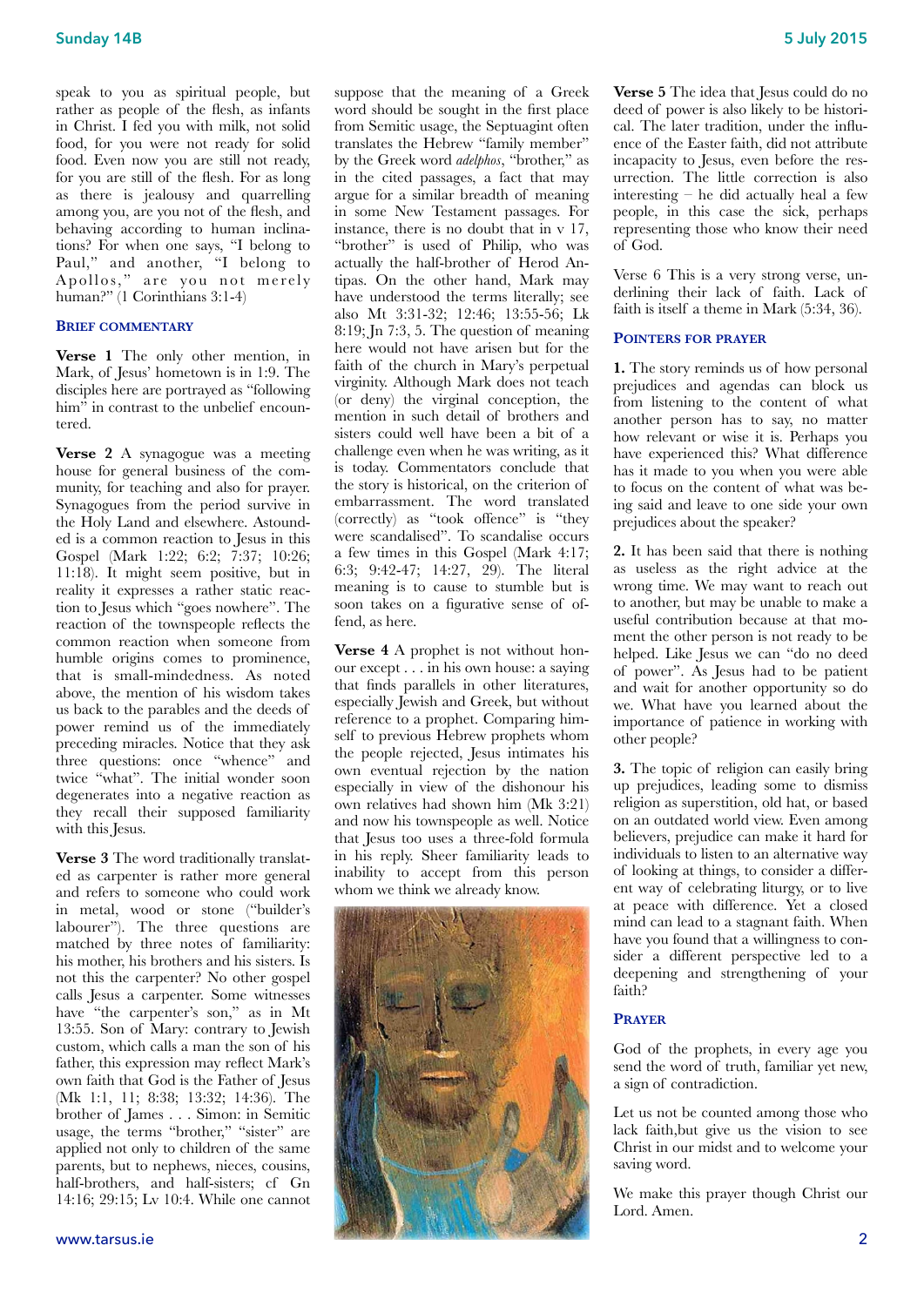speak to you as spiritual people, but rather as people of the flesh, as infants in Christ. I fed you with milk, not solid food, for you were not ready for solid food. Even now you are still not ready, for you are still of the flesh. For as long as there is jealousy and quarrelling among you, are you not of the flesh, and behaving according to human inclinations? For when one says, "I belong to Paul," and another, "I belong to Apollos," are you not merely human?" (1 Corinthians 3:1-4)

### Brief commentary

**Verse 1** The only other mention, in Mark, of Jesus' hometown is in 1:9. The disciples here are portrayed as "following him" in contrast to the unbelief encountered.

**Verse 2** A synagogue was a meeting house for general business of the community, for teaching and also for prayer. Synagogues from the period survive in the Holy Land and elsewhere. Astounded is a common reaction to Jesus in this Gospel (Mark 1:22; 6:2; 7:37; 10:26; 11:18). It might seem positive, but in reality it expresses a rather static reaction to Jesus which "goes nowhere". The reaction of the townspeople reflects the common reaction when someone from humble origins comes to prominence, that is small-mindedness. As noted above, the mention of his wisdom takes us back to the parables and the deeds of power remind us of the immediately preceding miracles. Notice that they ask three questions: once "whence" and twice "what". The initial wonder soon degenerates into a negative reaction as they recall their supposed familiarity with this Jesus.

**Verse 3** The word traditionally translated as carpenter is rather more general and refers to someone who could work in metal, wood or stone ("builder's labourer"). The three questions are matched by three notes of familiarity: his mother, his brothers and his sisters. Is not this the carpenter? No other gospel calls Jesus a carpenter. Some witnesses have "the carpenter's son," as in Mt 13:55. Son of Mary: contrary to Jewish custom, which calls a man the son of his father, this expression may reflect Mark's own faith that God is the Father of Jesus (Mk 1:1, 11; 8:38; 13:32; 14:36). The brother of James . . . Simon: in Semitic usage, the terms "brother," "sister" are applied not only to children of the same parents, but to nephews, nieces, cousins, half-brothers, and half-sisters; cf Gn 14:16; 29:15; Lv 10:4. While one cannot suppose that the meaning of a Greek word should be sought in the first place from Semitic usage, the Septuagint often translates the Hebrew "family member" by the Greek word *adelphos*, "brother," as in the cited passages, a fact that may argue for a similar breadth of meaning in some New Testament passages. For instance, there is no doubt that in v 17, "brother" is used of Philip, who was actually the half-brother of Herod Antipas. On the other hand, Mark may have understood the terms literally; see also Mt 3:31-32; 12:46; 13:55-56; Lk 8:19; Jn 7:3, 5. The question of meaning here would not have arisen but for the faith of the church in Mary's perpetual virginity. Although Mark does not teach (or deny) the virginal conception, the mention in such detail of brothers and sisters could well have been a bit of a challenge even when he was writing, as it is today. Commentators conclude that the story is historical, on the criterion of embarrassment. The word translated (correctly) as "took offence" is "they were scandalised". To scandalise occurs a few times in this Gospel (Mark 4:17; 6:3; 9:42-47; 14:27, 29). The literal meaning is to cause to stumble but is soon takes on a figurative sense of offend, as here.

**Verse 4** A prophet is not without honour except . . . in his own house: a saying that finds parallels in other literatures, especially Jewish and Greek, but without reference to a prophet. Comparing himself to previous Hebrew prophets whom the people rejected, Jesus intimates his own eventual rejection by the nation especially in view of the dishonour his own relatives had shown him (Mk 3:21) and now his townspeople as well. Notice that Jesus too uses a three-fold formula in his reply. Sheer familiarity leads to inability to accept from this person whom we think we already know.

**Verse 5** The idea that Jesus could do no deed of power is also likely to be historical. The later tradition, under the influence of the Easter faith, did not attribute incapacity to Jesus, even before the resurrection. The little correction is also interesting – he did actually heal a few people, in this case the sick, perhaps representing those who know their need of God.

Verse 6 This is a very strong verse, underlining their lack of faith. Lack of faith is itself a theme in Mark (5:34, 36).

### Pointers for prayer

**1.** The story reminds us of how personal prejudices and agendas can block us from listening to the content of what another person has to say, no matter how relevant or wise it is. Perhaps you have experienced this? What difference has it made to you when you were able to focus on the content of what was being said and leave to one side your own prejudices about the speaker?

**2.** It has been said that there is nothing as useless as the right advice at the wrong time. We may want to reach out to another, but may be unable to make a useful contribution because at that moment the other person is not ready to be helped. Like Jesus we can "do no deed of power". As Jesus had to be patient and wait for another opportunity so do we. What have you learned about the importance of patience in working with other people?

**3.** The topic of religion can easily bring up prejudices, leading some to dismiss religion as superstition, old hat, or based on an outdated world view. Even among believers, prejudice can make it hard for individuals to listen to an alternative way of looking at things, to consider a different way of celebrating liturgy, or to live at peace with difference. Yet a closed mind can lead to a stagnant faith. When have you found that a willingness to consider a different perspective led to a deepening and strengthening of your faith?

### Prayer

God of the prophets, in every age you send the word of truth, familiar yet new, a sign of contradiction.

Let us not be counted among those who lack faith,but give us the vision to see Christ in our midst and to welcome your saving word.

We make this prayer though Christ our Lord. Amen.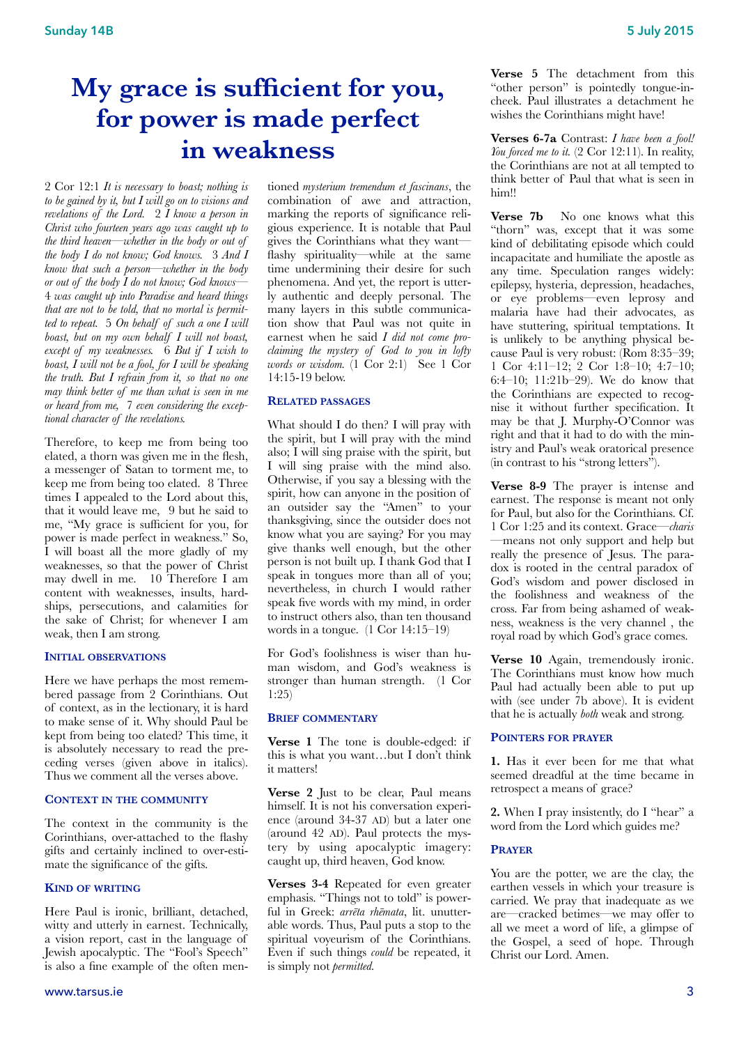# My grace is sufficient for you, for power is made perfect in weakness

2 Cor 12:1 *It is necessary to boast; nothing is to be gained by it, but I will go on to visions and revelations of the Lord.* 2 *I know a person in Christ who fourteen years ago was caught up to the third heaven—whether in the body or out of the body I do not know; God knows.* 3 *And I know that such a person—whether in the body or out of the body I do not know; God knows—* 4 *was caught up into Paradise and heard things that are not to be told, that no mortal is permitted to repeat.* 5 *On behalf of such a one I will boast, but on my own behalf I will not boast, except of my weaknesses.* 6 *But if I wish to boast, I will not be a fool, for I will be speaking the truth. But I refrain from it, so that no one may think better of me than what is seen in me or heard from me,* 7 *even considering the exceptional character of the revelations.*

Therefore, to keep me from being too elated, a thorn was given me in the flesh, a messenger of Satan to torment me, to keep me from being too elated. 8 Three times I appealed to the Lord about this, that it would leave me, 9 but he said to me, "My grace is sufficient for you, for power is made perfect in weakness." So, I will boast all the more gladly of my weaknesses, so that the power of Christ may dwell in me. 10 Therefore I am content with weaknesses, insults, hardships, persecutions, and calamities for the sake of Christ; for whenever I am weak, then I am strong.

### Initial observations

Here we have perhaps the most remembered passage from 2 Corinthians. Out of context, as in the lectionary, it is hard to make sense of it. Why should Paul be kept from being too elated? This time, it is absolutely necessary to read the preceding verses (given above in italics). Thus we comment all the verses above.

### Context in the community

The context in the community is the Corinthians, over-attached to the flashy gifts and certainly inclined to over-estimate the significance of the gifts.

### Kind of writing

Here Paul is ironic, brilliant, detached, witty and utterly in earnest. Technically, a vision report, cast in the language of Jewish apocalyptic. The "Fool's Speech" is also a fine example of the often mentioned *mysterium tremendum et fascinans*, the combination of awe and attraction, marking the reports of significance religious experience. It is notable that Paul gives the Corinthians what they want—flashy spirituality—while at the same time undermining their desire for such phenomena. And yet, the report is utterly authentic and deeply personal. The many layers in this subtle communication show that Paul was not quite in earnest when he said *I did not come proclaiming the mystery of God to you in lofty words or wisdom.* (1 Cor 2:1) See 1 Cor 14:15-19 below.

### Related passages

What should I do then? I will pray with the spirit, but I will pray with the mind also; I will sing praise with the spirit, but I will sing praise with the mind also. Otherwise, if you say a blessing with the spirit, how can anyone in the position of an outsider say the "Amen" to your thanksgiving, since the outsider does not know what you are saying? For you may give thanks well enough, but the other person is not built up. I thank God that I speak in tongues more than all of you; nevertheless, in church I would rather speak five words with my mind, in order to instruct others also, than ten thousand words in a tongue. (1 Cor 14:15–19)

For God's foolishness is wiser than human wisdom, and God's weakness is stronger than human strength. (1 Cor 1:25)

### Brief commentary

**Verse 1** The tone is double-edged: if this is what you want…but I don't think it matters!

**Verse 2** Just to be clear, Paul means himself. It is not his conversation experience (around 34-37 AD) but a later one (around 42 AD). Paul protects the mystery by using apocalyptic imagery: caught up, third heaven, God know.

**Verses 3-4** Repeated for even greater emphasis. "Things not to told" is powerful in Greek: *arrēta rhēmata*, lit. unutterable words. Thus, Paul puts a stop to the spiritual voyeurism of the Corinthians. Even if such things *could* be repeated, it is simply not *permitted*.

**Verse 5** The detachment from this "other person" is pointedly tongue-in-cheek. Paul illustrates a detachment he wishes the Corinthians might have!

**Verses 6-7a** Contrast: *I have been a fool! You forced me to it.* (2 Cor 12:11). In reality, the Corinthians are not at all tempted to think better of Paul that what is seen in him!!

**Verse 7b** No one knows what this "thorn" was, except that it was some kind of debilitating episode which could incapacitate and humiliate the apostle as any time. Speculation ranges widely: epilepsy, hysteria, depression, headaches, or eye problems—even leprosy and malaria have had their advocates, as have stuttering, spiritual temptations. It is unlikely to be anything physical because Paul is very robust: (Rom 8:35–39; 1 Cor 4:11–12; 2 Cor 1:8–10; 4:7–10; 6:4–10; 11:21b–29). We do know that the Corinthians are expected to recognise it without further specification. It may be that J. Murphy-O'Connor was right and that it had to do with the ministry and Paul's weak oratorical presence (in contrast to his "strong letters").

**Verse 8-9** The prayer is intense and earnest. The response is meant not only for Paul, but also for the Corinthians. Cf. 1 Cor 1:25 and its context. Grace—*charis*—means not only support and help but really the presence of Jesus. The paradox is rooted in the central paradox of God's wisdom and power disclosed in the foolishness and weakness of the cross. Far from being ashamed of weakness, weakness is the very channel , the royal road by which God's grace comes.

**Verse 10** Again, tremendously ironic. The Corinthians must know how much Paul had actually been able to put up with (see under 7b above). It is evident that he is actually *both* weak and strong.

### Pointers for prayer

**1.** Has it ever been for me that what seemed dreadful at the time became in retrospect a means of grace?

**2.** When I pray insistently, do I "hear" a word from the Lord which guides me?

### Prayer

You are the potter, we are the clay, the earthen vessels in which your treasure is carried. We pray that inadequate as we are—cracked betimes—we may offer to all we meet a word of life, a glimpse of the Gospel, a seed of hope. Through Christ our Lord. Amen.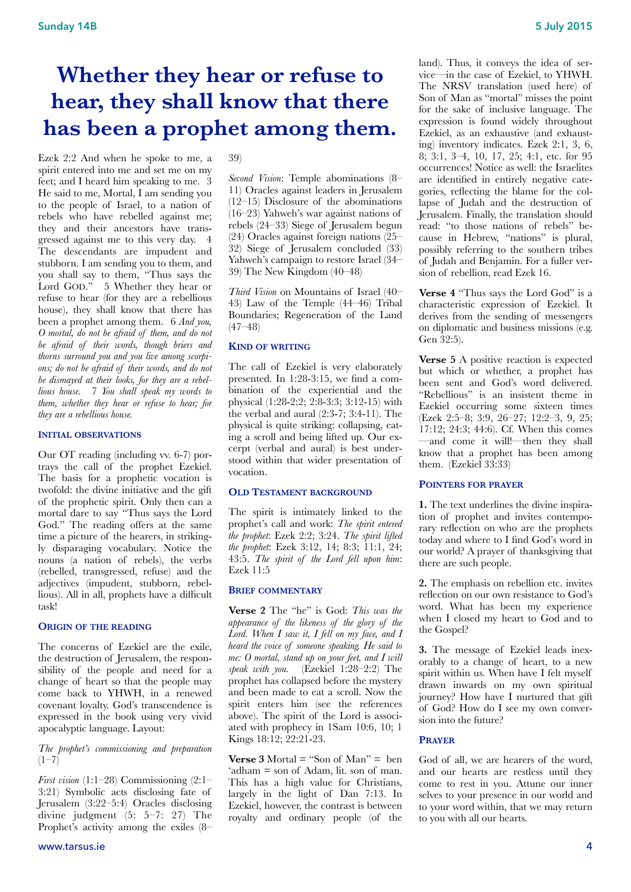# Whether they hear or refuse to hear, they shall know that there has been a prophet among them.

Ezek 2:2 And when he spoke to me, a spirit entered into me and set me on my feet; and I heard him speaking to me. 3 He said to me, Mortal, I am sending you to the people of Israel, to a nation of rebels who have rebelled against me; they and their ancestors have transgressed against me to this very day. 4 The descendants are impudent and stubborn. I am sending you to them, and you shall say to them, "Thus says the Lord GOD." 5 Whether they hear or refuse to hear (for they are a rebellious house), they shall know that there has been a prophet among them. 6 *And you, O mortal, do not be afraid of them, and do not be afraid of their words, though briers and thorns surround you and you live among scorpions; do not be afraid of their words, and do not be dismayed at their looks, for they are a rebellious house. 7 You shall speak my words to them, whether they hear or refuse to hear; for they are a rebellious house.*

### Initial observations

Our OT reading (including vv. 6-7) portrays the call of the prophet Ezekiel. The basis for a prophetic vocation is twofold: the divine initiative and the gift of the prophetic spirit. Only then can a mortal dare to say "Thus says the Lord God." The reading offers at the same time a picture of the hearers, in strikingly disparaging vocabulary. Notice the nouns (a nation of rebels), the verbs (rebelled, transgressed, refuse) and the adjectives (impudent, stubborn, rebellious). All in all, prophets have a difficult task!

### Origin of the reading

The concerns of Ezekiel are the exile, the destruction of Jerusalem, the responsibility of the people and need for a change of heart so that the people may come back to YHWH, in a renewed covenant loyalty. God's transcendence is expressed in the book using very vivid apocalyptic language. Layout:

*The prophet's commissioning and preparation* (1–7)

*First vision* (1:1–28) Commissioning (2:1–3:21) Symbolic acts disclosing fate of Jerusalem (3:22–5:4) Oracles disclosing divine judgment (5: 5–7: 27) The Prophet's activity among the exiles (8–39)

*Second Vision*: Temple abominations (8–11) Oracles against leaders in Jerusalem (12–15) Disclosure of the abominations (16–23) Yahweh's war against nations of rebels (24–33) Siege of Jerusalem begun (24) Oracles against foreign nations (25–32) Siege of Jerusalem concluded (33) Yahweh's campaign to restore Israel (34–39) The New Kingdom (40–48)

*Third Vision* on Mountains of Israel (40–43) Law of the Temple (44–46) Tribal Boundaries; Regeneration of the Land (47–48)

### Kind of writing

The call of Ezekiel is very elaborately presented. In 1:28-3:15, we find a combination of the experiential and the physical (1:28-2:2; 2:8-3:3; 3:12-15) with the verbal and aural (2:3-7; 3:4-11). The physical is quite striking: collapsing, eating a scroll and being lifted up. Our excerpt (verbal and aural) is best understood within that wider presentation of vocation.

### Old Testament background

The spirit is intimately linked to the prophet's call and work: *The spirit entered the prophet*: Ezek 2:2; 3:24. *The spirit lifted the prophet*: Ezek 3:12, 14; 8:3; 11:1, 24; 43:5. *The spirit of the Lord fell upon him*: Ezek 11:5

### Brief commentary

**Verse 2** The "he" is God: *This was the appearance of the likeness of the glory of the Lord. When I saw it, I fell on my face, and I heard the voice of someone speaking. He said to me: O mortal, stand up on your feet, and I will speak with you.* (Ezekiel 1:28–2:2) The prophet has collapsed before the mystery and been made to eat a scroll. Now the spirit enters him (see the references above). The spirit of the Lord is associated with prophecy in 1Sam 10:6, 10; 1 Kings 18:12; 22:21-23.

**Verse 3** Mortal = "Son of Man" = ben 'adham = son of Adam, lit. son of man. This has a high value for Christians, largely in the light of Dan 7:13. In Ezekiel, however, the contrast is between royalty and ordinary people (of the land). Thus, it conveys the idea of service—in the case of Ezekiel, to YHWH. The NRSV translation (used here) of Son of Man as "mortal" misses the point for the sake of inclusive language. The expression is found widely throughout Ezekiel, as an exhaustive (and exhausting) inventory indicates. Ezek 2:1, 3, 6, 8; 3:1, 3–4, 10, 17, 25; 4:1, etc. for 95 occurrences! Notice as well: the Israelites are identified in entirely negative categories, reflecting the blame for the collapse of Judah and the destruction of Jerusalem. Finally, the translation should read: "to those nations of rebels" because in Hebrew, "nations" is plural, possibly referring to the southern tribes of Judah and Benjamin. For a fuller version of rebellion, read Ezek 16.

**Verse 4** "Thus says the Lord God" is a characteristic expression of Ezekiel. It derives from the sending of messengers on diplomatic and business missions (e.g. Gen 32:5).

**Verse 5** A positive reaction is expected but which or whether, a prophet has been sent and God's word delivered. "Rebellious" is an insistent theme in Ezekiel occurring some sixteen times (Ezek 2:5–8; 3:9, 26–27; 12:2–3, 9, 25; 17:12; 24:3; 44:6). Cf. When this comes —and come it will!—then they shall know that a prophet has been among them. (Ezekiel 33:33)

### Pointers for prayer

**1.** The text underlines the divine inspiration of prophet and invites contemporary reflection on who are the prophets today and where to I find God's word in our world? A prayer of thanksgiving that there are such people.

**2.** The emphasis on rebellion etc. invites reflection on our own resistance to God's word. What has been my experience when I closed my heart to God and to the Gospel?

**3.** The message of Ezekiel leads inexorably to a change of heart, to a new spirit within us. When have I felt myself drawn inwards on my own spiritual journey? How have I nurtured that gift of God? How do I see my own conversion into the future?

### Prayer

God of all, we are hearers of the word, and our hearts are restless until they come to rest in you. Attune our inner selves to your presence in our world and to your word within, that we may return to you with all our hearts.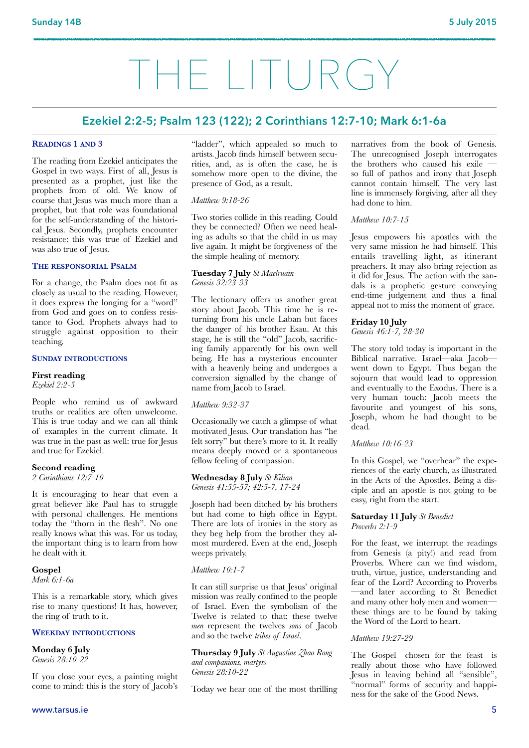# THE LITURGY

## Ezekiel 2:2-5; Psalm 123 (122); 2 Corinthians 12:7-10; Mark 6:1-6a

### Readings 1 and 3

The reading from Ezekiel anticipates the Gospel in two ways. First of all, Jesus is presented as a prophet, just like the prophets from of old. We know of course that Jesus was much more than a prophet, but that role was foundational for the self-understanding of the historical Jesus. Secondly, prophets encounter resistance: this was true of Ezekiel and was also true of Jesus.

### The responsorial Psalm

For a change, the Psalm does not fit as closely as usual to the reading. However, it does express the longing for a "word" from God and goes on to confess resistance to God. Prophets always had to struggle against opposition to their teaching.

### Sunday introductions

**First reading**
*Ezekiel 2:2-5*

People who remind us of awkward truths or realities are often unwelcome. This is true today and we can all think of examples in the current climate. It was true in the past as well: true for Jesus and true for Ezekiel.

**Second reading**
*2 Corinthians 12:7-10*

It is encouraging to hear that even a great believer like Paul has to struggle with personal challenges. He mentions today the "thorn in the flesh". No one really knows what this was. For us today, the important thing is to learn from how he dealt with it.

**Gospel**
*Mark 6:1-6a*

This is a remarkable story, which gives rise to many questions! It has, however, the ring of truth to it.

### Weekday introductions

**Monday 6 July**
*Genesis 28:10-22*

If you close your eyes, a painting might come to mind: this is the story of Jacob's "ladder", which appealed so much to artists. Jacob finds himself between securities, and, as is often the case, he is somehow more open to the divine, the presence of God, as a result.

*Matthew 9:18-26*

Two stories collide in this reading. Could they be connected? Often we need healing as adults so that the child in us may live again. It might be forgiveness of the the simple healing of memory.

**Tuesday 7 July** *St Maelruain*
*Genesis 32:23-33*

The lectionary offers us another great story about Jacob. This time he is returning from his uncle Laban but faces the danger of his brother Esau. At this stage, he is still the "old" Jacob, sacrificing family apparently for his own well being. He has a mysterious encounter with a heavenly being and undergoes a conversion signalled by the change of name from Jacob to Israel.

*Matthew 9:32-37*

Occasionally we catch a glimpse of what motivated Jesus. Our translation has "he felt sorry" but there's more to it. It really means deeply moved or a spontaneous fellow feeling of compassion.

**Wednesday 8 July** *St Kilian*
*Genesis 41:55-57; 42:5-7, 17-24*

Joseph had been ditched by his brothers but had come to high office in Egypt. There are lots of ironies in the story as they beg help from the brother they almost murdered. Even at the end, Joseph weeps privately.

*Matthew 10:1-7*

It can still surprise us that Jesus' original mission was really confined to the people of Israel. Even the symbolism of the Twelve is related to that: these twelve *men* represent the twelves *sons* of Jacob and so the twelve *tribes of Israel*.

**Thursday 9 July** *St Augustine Zhao Rong and companions, martyrs*
*Genesis 28:10-22*

Today we hear one of the most thrilling narratives from the book of Genesis. The unrecognised Joseph interrogates the brothers who caused his exile — so full of pathos and irony that Joseph cannot contain himself. The very last line is immensely forgiving, after all they had done to him.

*Matthew 10:7-15*

Jesus empowers his apostles with the very same mission he had himself. This entails travelling light, as itinerant preachers. It may also bring rejection as it did for Jesus. The action with the sandals is a prophetic gesture conveying end-time judgement and thus a final appeal not to miss the moment of grace.

**Friday 10 July**
*Genesis 46:1-7, 28-30*

The story told today is important in the Biblical narrative. Israel—aka Jacob—went down to Egypt. Thus began the sojourn that would lead to oppression and eventually to the Exodus. There is a very human touch: Jacob meets the favourite and youngest of his sons, Joseph, whom he had thought to be dead.

*Matthew 10:16-23*

In this Gospel, we "overhear" the experiences of the early church, as illustrated in the Acts of the Apostles. Being a disciple and an apostle is not going to be easy, right from the start.

**Saturday 11 July** *St Benedict*
*Proverbs 2:1-9*

For the feast, we interrupt the readings from Genesis (a pity!) and read from Proverbs. Where can we find wisdom, truth, virtue, justice, understanding and fear of the Lord? According to Proverbs—and later according to St Benedict and many other holy men and women—these things are to be found by taking the Word of the Lord to heart.

*Matthew 19:27-29*

The Gospel—chosen for the feast—is really about those who have followed Jesus in leaving behind all "sensible", "normal" forms of security and happiness for the sake of the Good News.